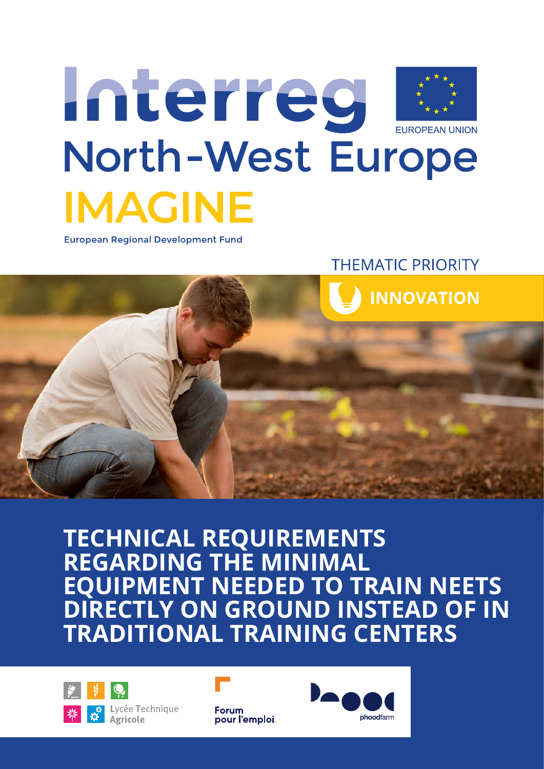Interreg North-West Europe

EUROPEAN UNION

IMAGINE

European Regional Development Fund

THEMATIC PRIORITY

INNOVATION

# TECHNICAL REQUIREMENTS REGARDING THE MINIMAL EQUIPMENT NEEDED TO TRAIN NEETS DIRECTLY ON GROUND INSTEAD OF IN TRADITIONAL TRAINING CENTERS

Lycée Technique Agricole

Forum pour l'emploi.

phoodfarm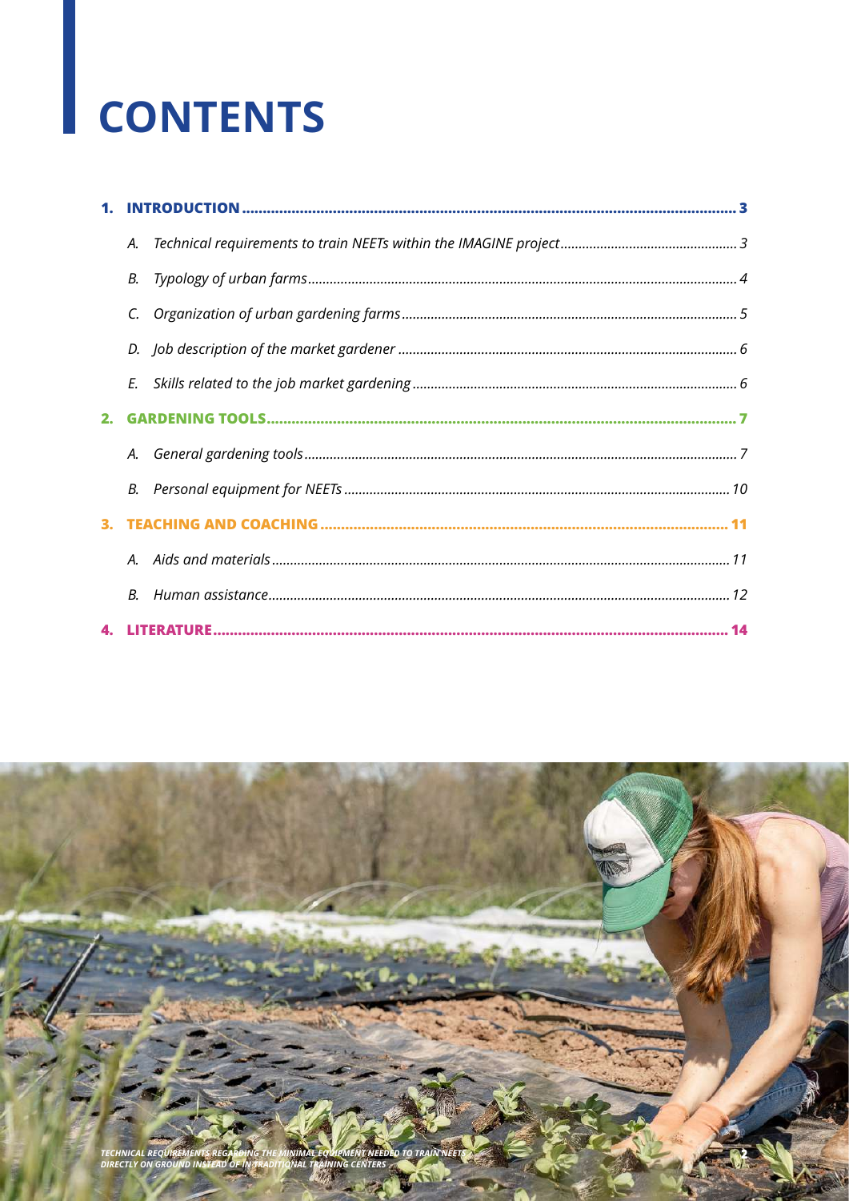# CONTENTS

1. **INTRODUCTION** ........ 3
   - A. *Technical requirements to train NEETs within the IMAGINE project* ........ 3
   - B. *Typology of urban farms* ........ 4
   - C. *Organization of urban gardening farms* ........ 5
   - D. *Job description of the market gardener* ........ 6
   - E. *Skills related to the job market gardening* ........ 6
2. **GARDENING TOOLS** ........ 7
   - A. *General gardening tools* ........ 7
   - B. *Personal equipment for NEETs* ........ 10
3. **TEACHING AND COACHING** ........ 11
   - A. *Aids and materials* ........ 11
   - B. *Human assistance* ........ 12
4. **LITERATURE** ........ 14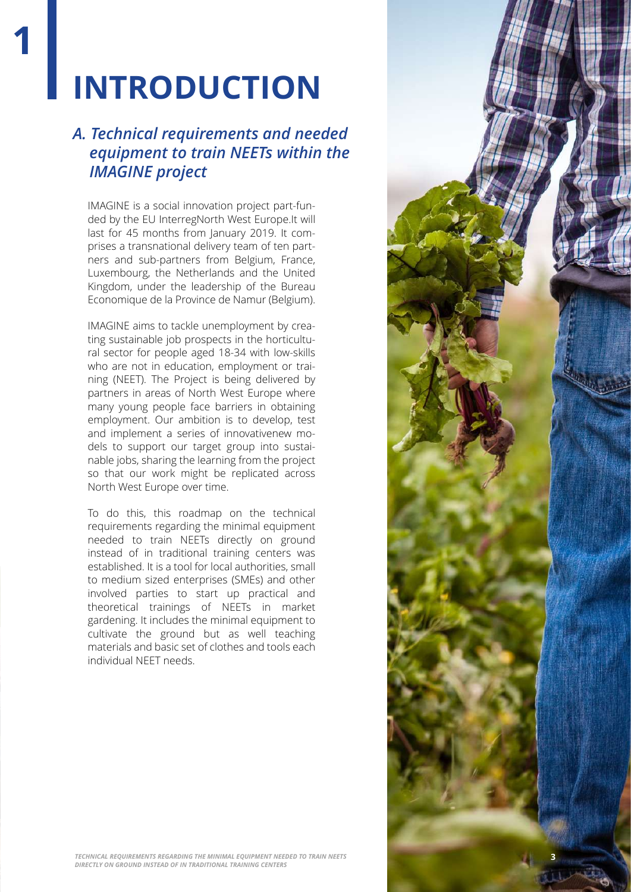# 1 INTRODUCTION

## *A. Technical requirements and needed equipment to train NEETs within the IMAGINE project*

IMAGINE is a social innovation project part-funded by the EU InterregNorth West Europe.It will last for 45 months from January 2019. It comprises a transnational delivery team of ten partners and sub-partners from Belgium, France, Luxembourg, the Netherlands and the United Kingdom, under the leadership of the Bureau Economique de la Province de Namur (Belgium).

IMAGINE aims to tackle unemployment by creating sustainable job prospects in the horticultural sector for people aged 18-34 with low-skills who are not in education, employment or training (NEET). The Project is being delivered by partners in areas of North West Europe where many young people face barriers in obtaining employment. Our ambition is to develop, test and implement a series of innovativenew models to support our target group into sustainable jobs, sharing the learning from the project so that our work might be replicated across North West Europe over time.

To do this, this roadmap on the technical requirements regarding the minimal equipment needed to train NEETs directly on ground instead of in traditional training centers was established. It is a tool for local authorities, small to medium sized enterprises (SMEs) and other involved parties to start up practical and theoretical trainings of NEETs in market gardening. It includes the minimal equipment to cultivate the ground but as well teaching materials and basic set of clothes and tools each individual NEET needs.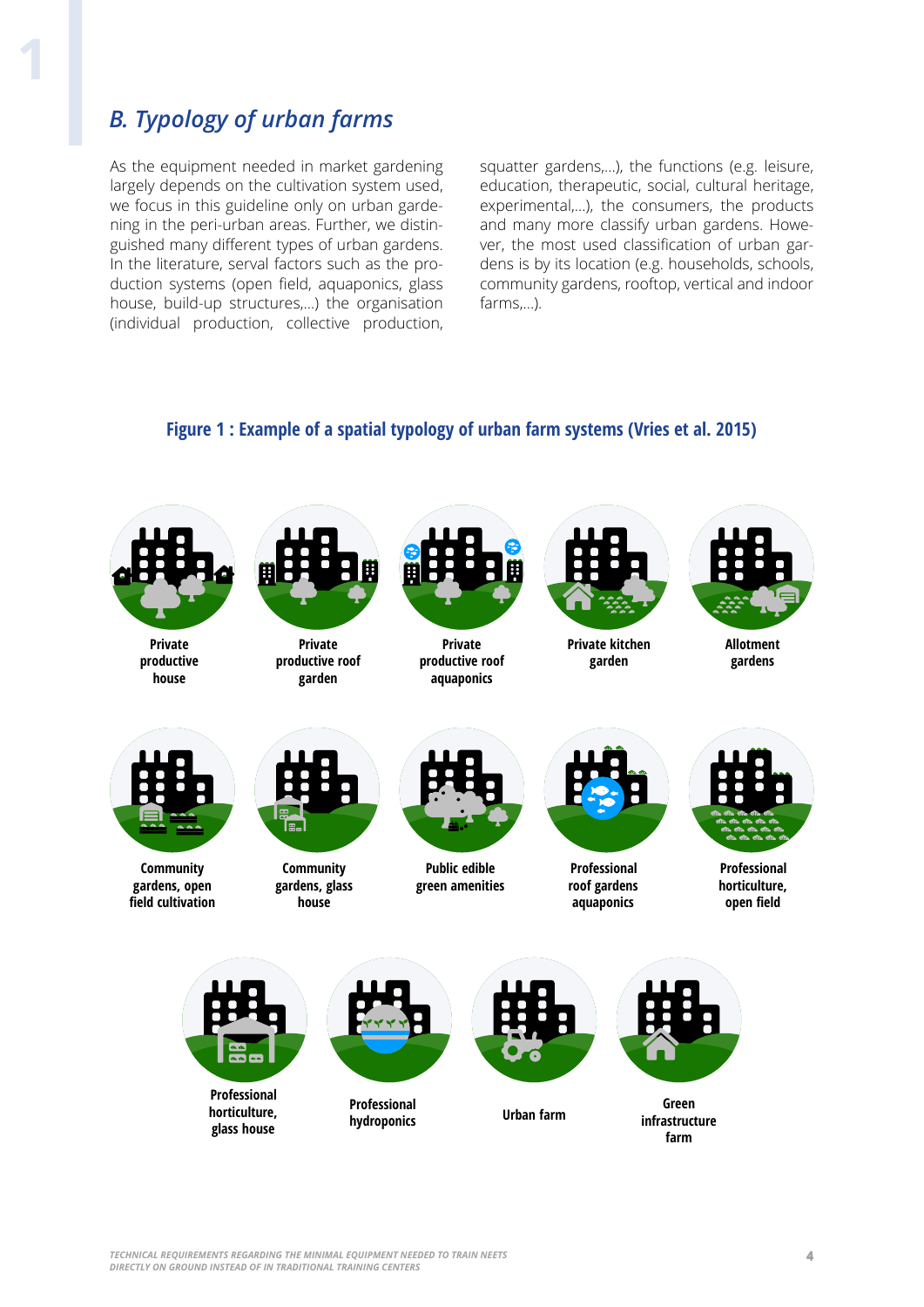## B. Typology of urban farms

As the equipment needed in market gardening largely depends on the cultivation system used, we focus in this guideline only on urban gardening in the peri-urban areas. Further, we distinguished many different types of urban gardens. In the literature, serval factors such as the production systems (open field, aquaponics, glass house, build-up structures,...) the organisation (individual production, collective production, squatter gardens,...), the functions (e.g. leisure, education, therapeutic, social, cultural heritage, experimental,...), the consumers, the products and many more classify urban gardens. However, the most used classification of urban gardens is by its location (e.g. households, schools, community gardens, rooftop, vertical and indoor farms,...).

**Figure 1 : Example of a spatial typology of urban farm systems (Vries et al. 2015)**

Private productive house

Private productive roof garden

Private productive roof aquaponics

Private kitchen garden

Allotment gardens

Community gardens, open field cultivation

Community gardens, glass house

Public edible green amenities

Professional roof gardens aquaponics

Professional horticulture, open field

Professional horticulture, glass house

Professional hydroponics

Urban farm

Green infrastructure farm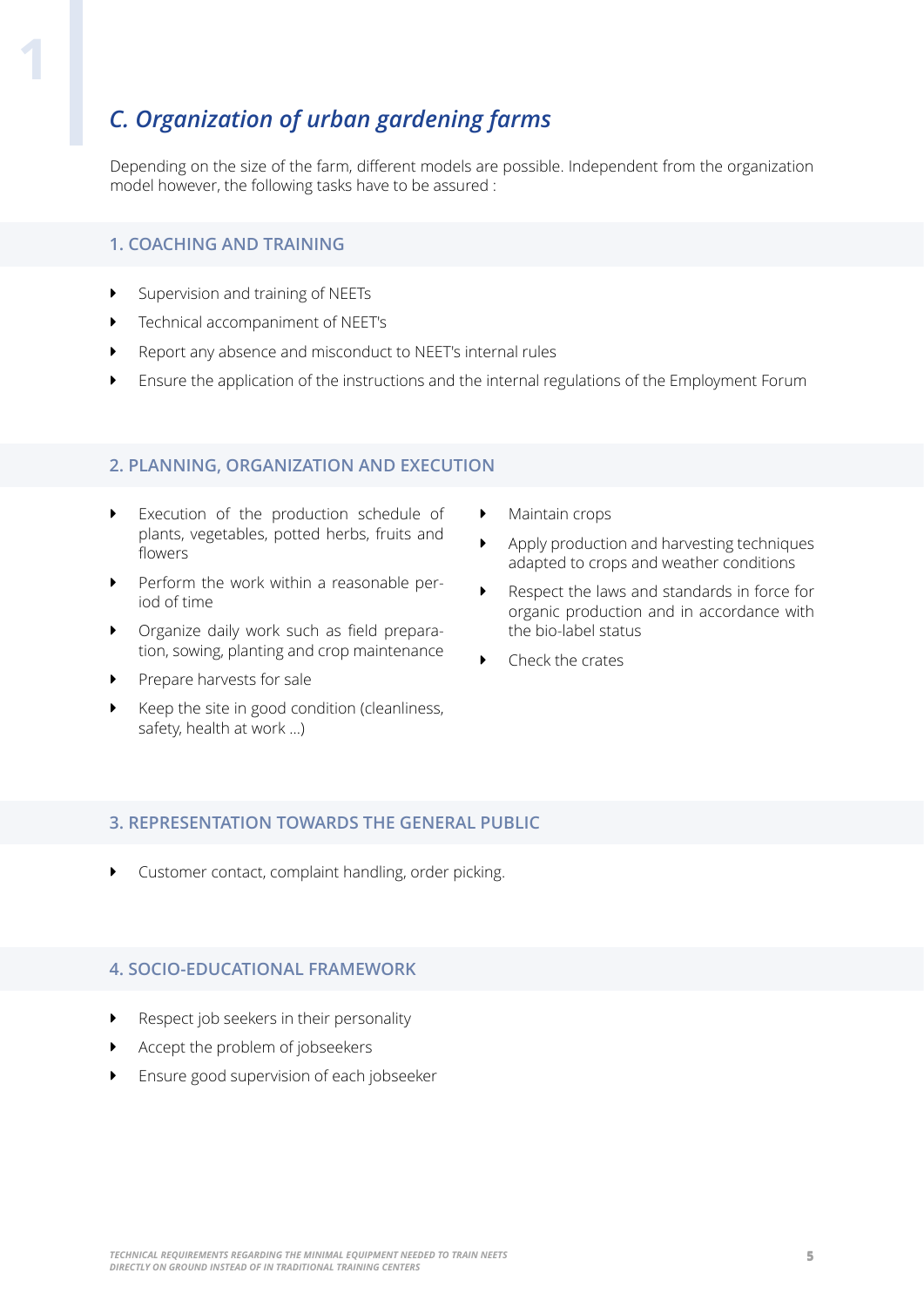## C. Organization of urban gardening farms

Depending on the size of the farm, different models are possible. Independent from the organization model however, the following tasks have to be assured :

### 1. COACHING AND TRAINING

- Supervision and training of NEETs
- Technical accompaniment of NEET's
- Report any absence and misconduct to NEET's internal rules
- Ensure the application of the instructions and the internal regulations of the Employment Forum

### 2. PLANNING, ORGANIZATION AND EXECUTION

- Execution of the production schedule of plants, vegetables, potted herbs, fruits and flowers
- Perform the work within a reasonable period of time
- Organize daily work such as field preparation, sowing, planting and crop maintenance
- Prepare harvests for sale
- Keep the site in good condition (cleanliness, safety, health at work ...)
- Maintain crops
- Apply production and harvesting techniques adapted to crops and weather conditions
- Respect the laws and standards in force for organic production and in accordance with the bio-label status
- Check the crates

### 3. REPRESENTATION TOWARDS THE GENERAL PUBLIC

- Customer contact, complaint handling, order picking.

### 4. SOCIO-EDUCATIONAL FRAMEWORK

- Respect job seekers in their personality
- Accept the problem of jobseekers
- Ensure good supervision of each jobseeker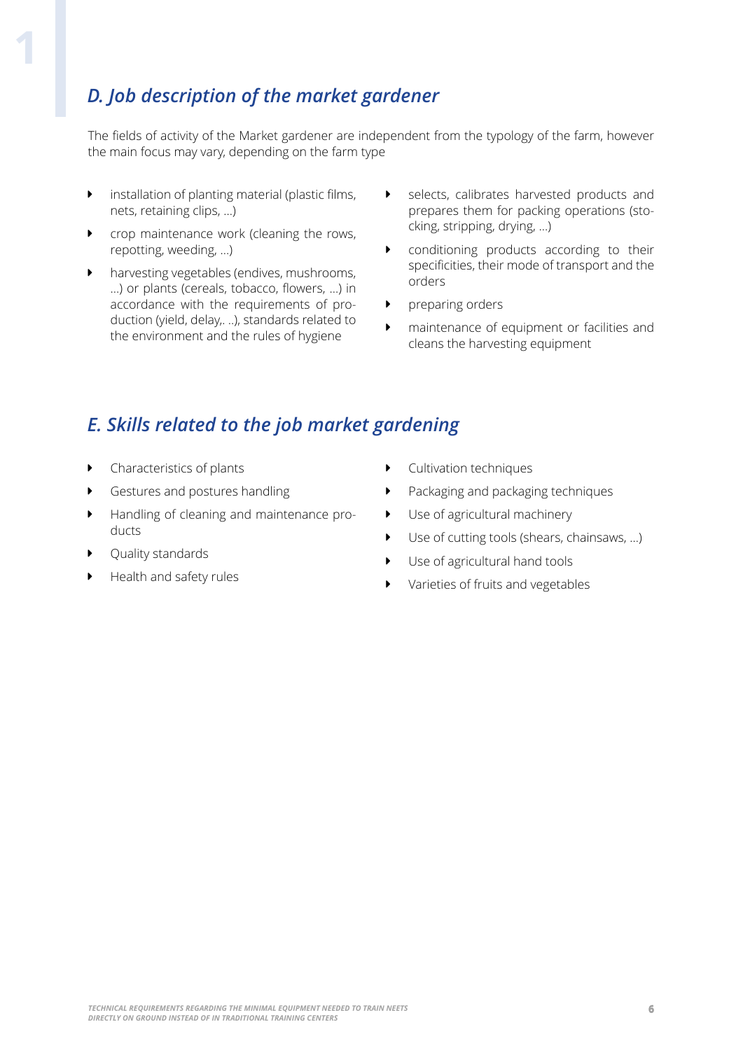## D. Job description of the market gardener

The fields of activity of the Market gardener are independent from the typology of the farm, however the main focus may vary, depending on the farm type

- installation of planting material (plastic films, nets, retaining clips, ...)
- crop maintenance work (cleaning the rows, repotting, weeding, ...)
- harvesting vegetables (endives, mushrooms, ...) or plants (cereals, tobacco, flowers, ...) in accordance with the requirements of production (yield, delay,. ..), standards related to the environment and the rules of hygiene
- selects, calibrates harvested products and prepares them for packing operations (stocking, stripping, drying, ...)
- conditioning products according to their specificities, their mode of transport and the orders
- preparing orders
- maintenance of equipment or facilities and cleans the harvesting equipment

## E. Skills related to the job market gardening

- Characteristics of plants
- Gestures and postures handling
- Handling of cleaning and maintenance products
- Quality standards
- Health and safety rules
- Cultivation techniques
- Packaging and packaging techniques
- Use of agricultural machinery
- Use of cutting tools (shears, chainsaws, ...)
- Use of agricultural hand tools
- Varieties of fruits and vegetables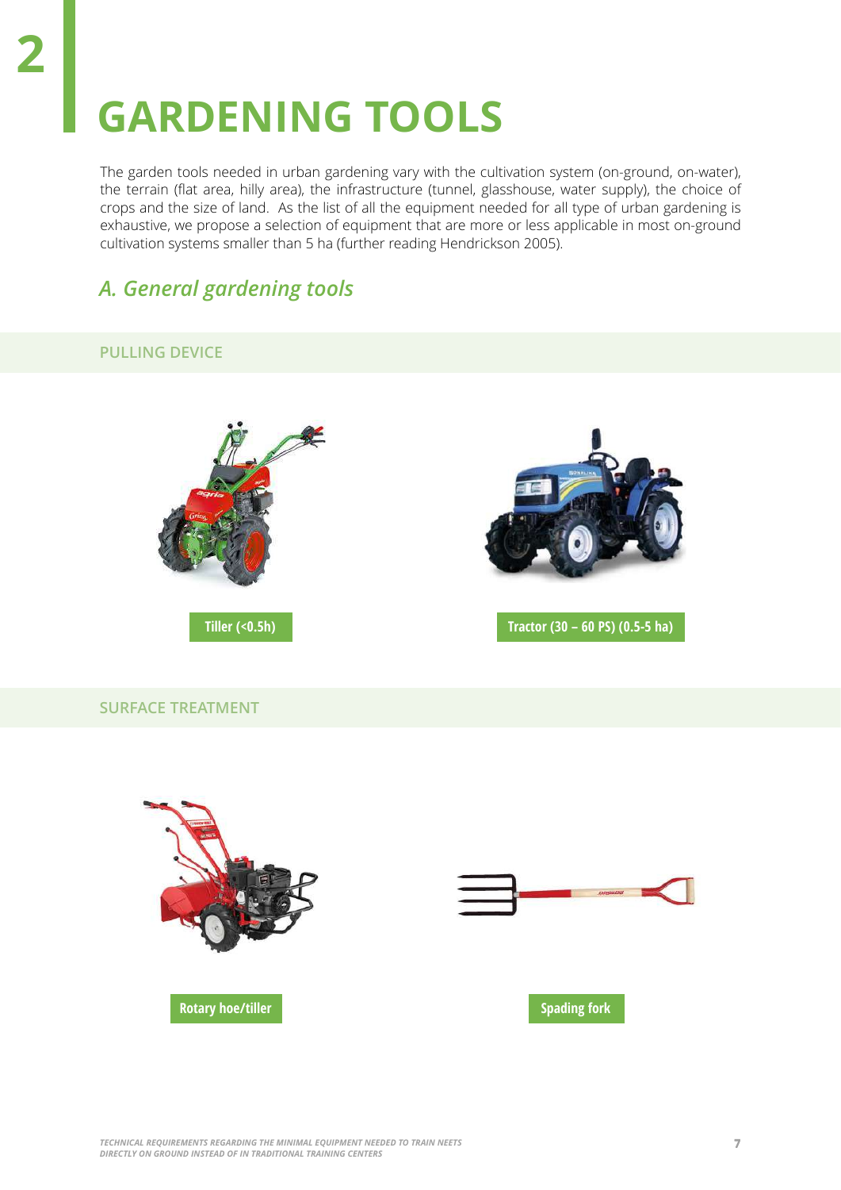# 2 GARDENING TOOLS

The garden tools needed in urban gardening vary with the cultivation system (on-ground, on-water), the terrain (flat area, hilly area), the infrastructure (tunnel, glasshouse, water supply), the choice of crops and the size of land. As the list of all the equipment needed for all type of urban gardening is exhaustive, we propose a selection of equipment that are more or less applicable in most on-ground cultivation systems smaller than 5 ha (further reading Hendrickson 2005).

## *A. General gardening tools*

### PULLING DEVICE

**Tiller (<0.5h)**

**Tractor (30 – 60 PS) (0.5-5 ha)**

### SURFACE TREATMENT

**Rotary hoe/tiller**

**Spading fork**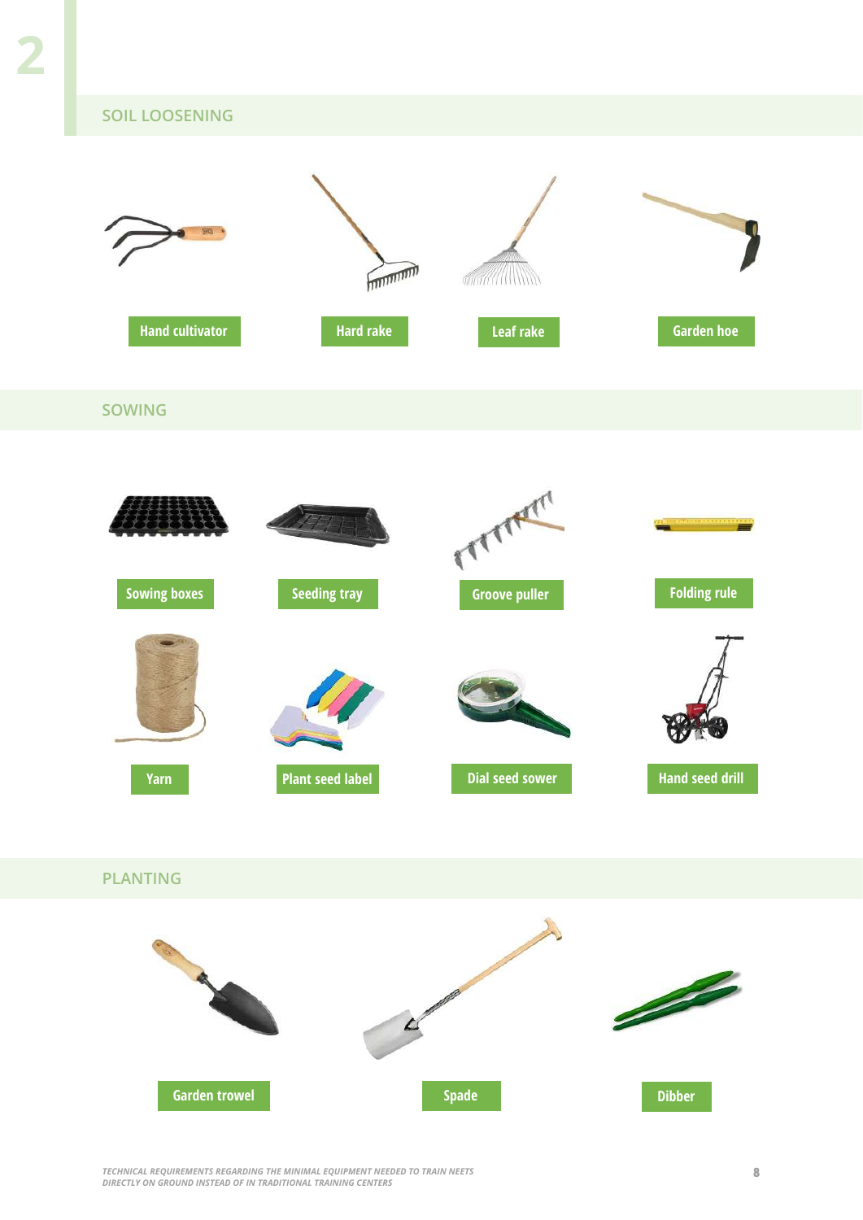2

## SOIL LOOSENING

Hand cultivator

Hard rake

Leaf rake

Garden hoe

## SOWING

Sowing boxes

Seeding tray

Groove puller

Folding rule

Yarn

Plant seed label

Dial seed sower

Hand seed drill

## PLANTING

Garden trowel

Spade

Dibber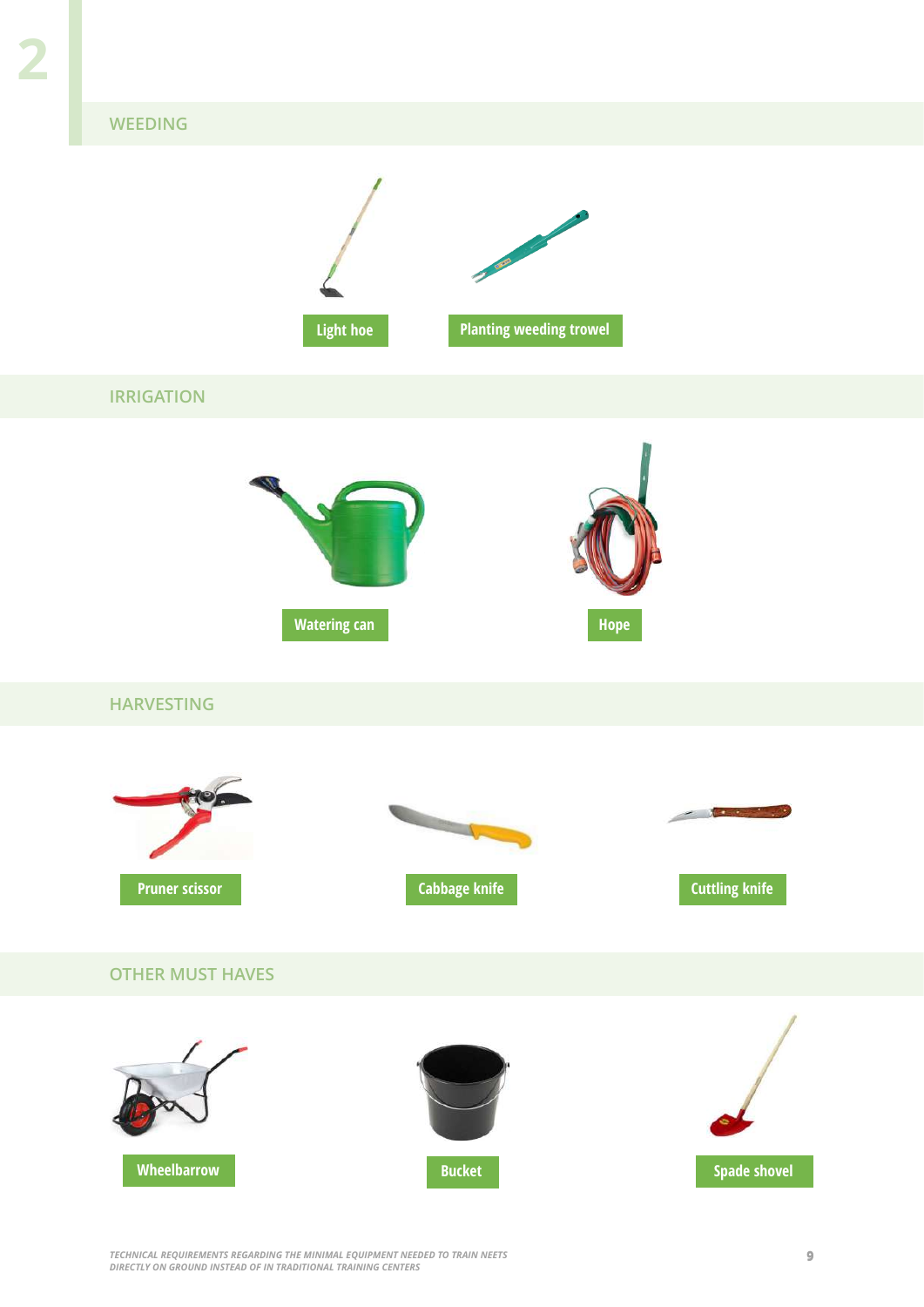## WEEDING

Light hoe

Planting weeding trowel

## IRRIGATION

Watering can

Hope

## HARVESTING

Pruner scissor

Cabbage knife

Cuttling knife

## OTHER MUST HAVES

Wheelbarrow

Bucket

Spade shovel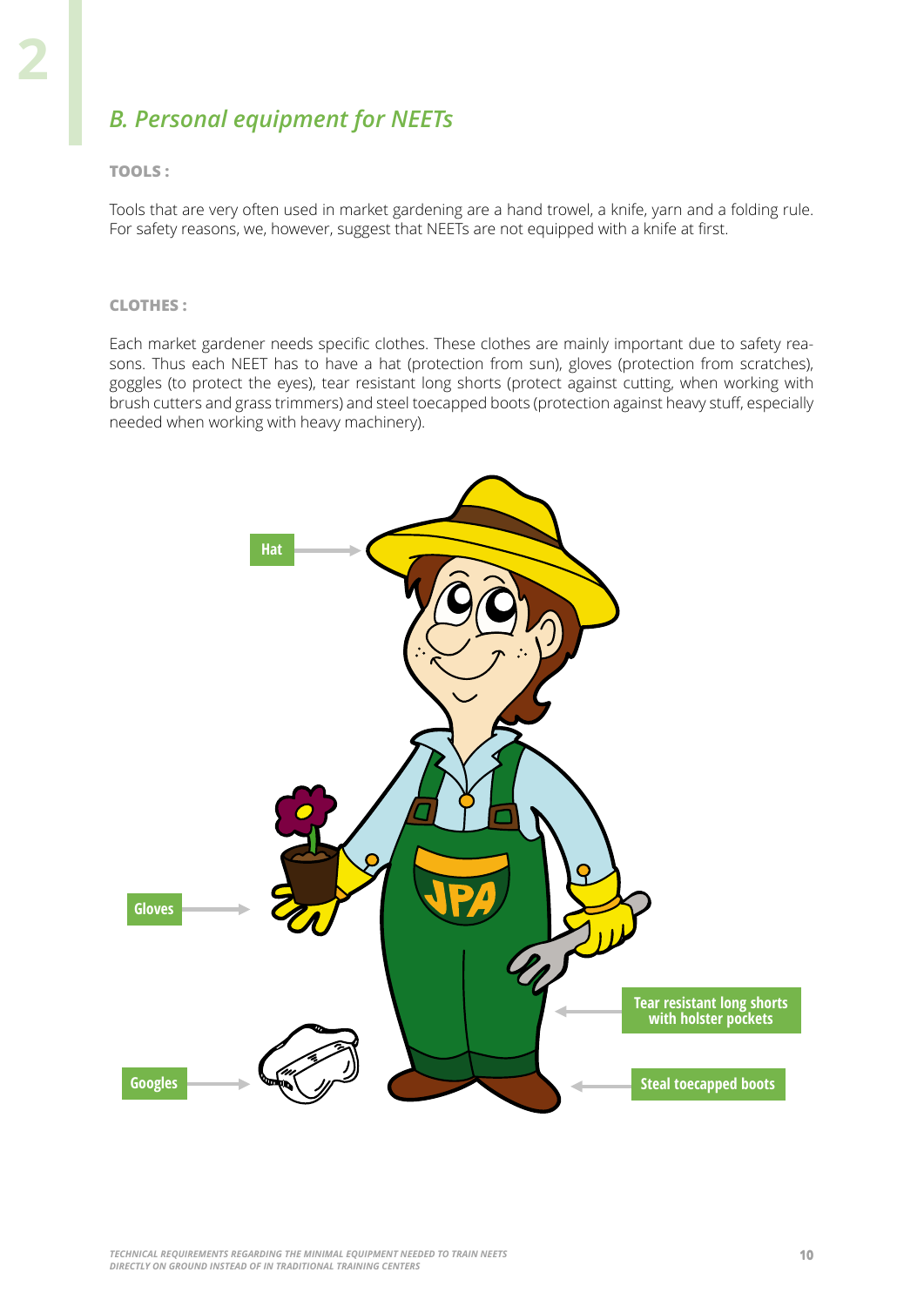## B. Personal equipment for NEETs

**TOOLS :**

Tools that are very often used in market gardening are a hand trowel, a knife, yarn and a folding rule. For safety reasons, we, however, suggest that NEETs are not equipped with a knife at first.

**CLOTHES :**

Each market gardener needs specific clothes. These clothes are mainly important due to safety reasons. Thus each NEET has to have a hat (protection from sun), gloves (protection from scratches), goggles (to protect the eyes), tear resistant long shorts (protect against cutting, when working with brush cutters and grass trimmers) and steel toecapped boots (protection against heavy stuff, especially needed when working with heavy machinery).

Hat

Gloves

Tear resistant long shorts with holster pockets

Googles

Steal toecapped boots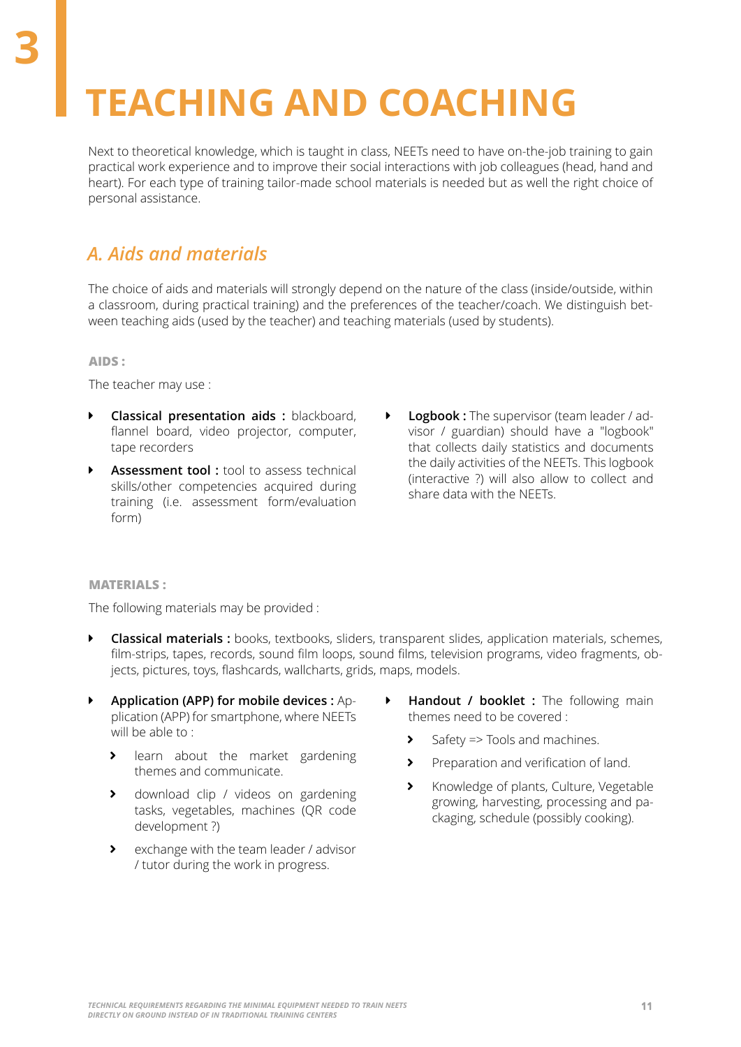# 3 TEACHING AND COACHING

Next to theoretical knowledge, which is taught in class, NEETs need to have on-the-job training to gain practical work experience and to improve their social interactions with job colleagues (head, hand and heart). For each type of training tailor-made school materials is needed but as well the right choice of personal assistance.

## *A. Aids and materials*

The choice of aids and materials will strongly depend on the nature of the class (inside/outside, within a classroom, during practical training) and the preferences of the teacher/coach. We distinguish between teaching aids (used by the teacher) and teaching materials (used by students).

**AIDS :**

The teacher may use :

- **Classical presentation aids :** blackboard, flannel board, video projector, computer, tape recorders
- **Assessment tool :** tool to assess technical skills/other competencies acquired during training (i.e. assessment form/evaluation form)
- **Logbook :** The supervisor (team leader / advisor / guardian) should have a "logbook" that collects daily statistics and documents the daily activities of the NEETs. This logbook (interactive ?) will also allow to collect and share data with the NEETs.

**MATERIALS :**

The following materials may be provided :

- **Classical materials :** books, textbooks, sliders, transparent slides, application materials, schemes, film-strips, tapes, records, sound film loops, sound films, television programs, video fragments, objects, pictures, toys, flashcards, wallcharts, grids, maps, models.
- **Application (APP) for mobile devices :** Application (APP) for smartphone, where NEETs will be able to :
  - learn about the market gardening themes and communicate.
  - download clip / videos on gardening tasks, vegetables, machines (QR code development ?)
  - exchange with the team leader / advisor / tutor during the work in progress.
- **Handout / booklet :** The following main themes need to be covered :
  - Safety => Tools and machines.
  - Preparation and verification of land.
  - Knowledge of plants, Culture, Vegetable growing, harvesting, processing and packaging, schedule (possibly cooking).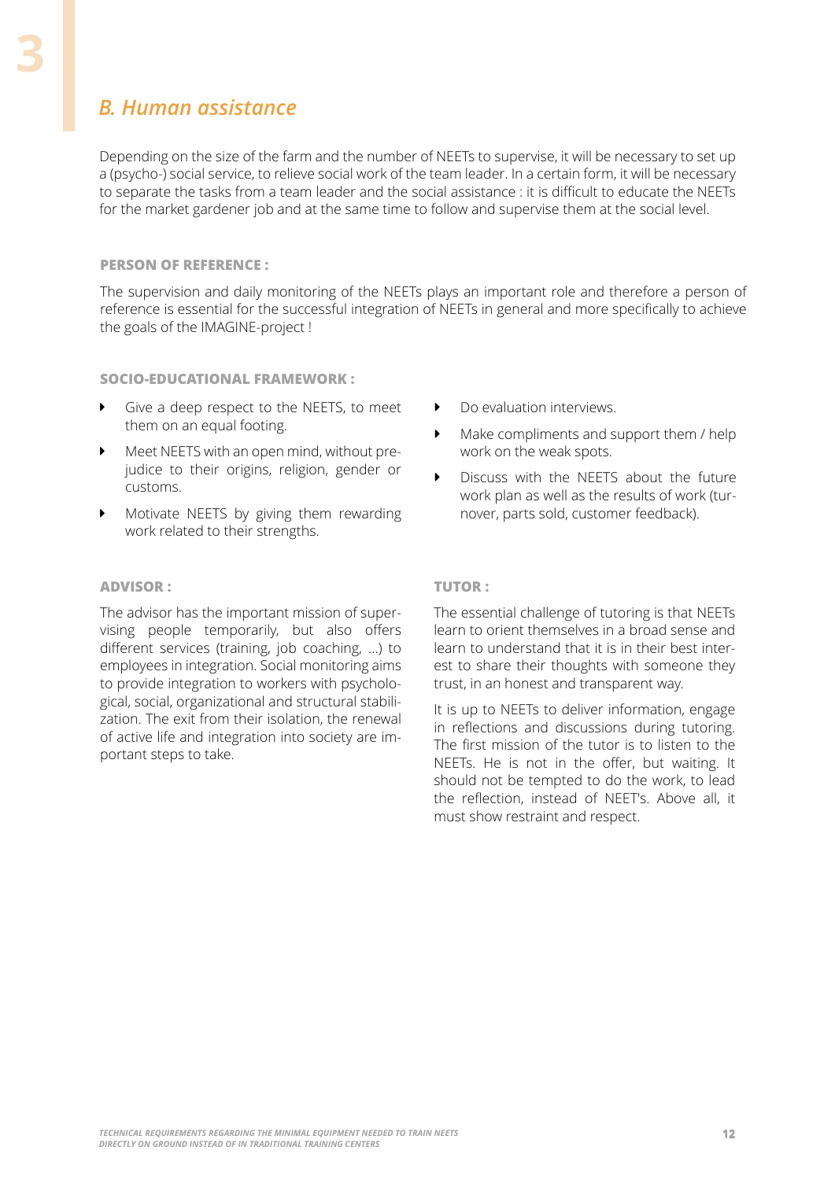## B. Human assistance

Depending on the size of the farm and the number of NEETs to supervise, it will be necessary to set up a (psycho-) social service, to relieve social work of the team leader. In a certain form, it will be necessary to separate the tasks from a team leader and the social assistance : it is difficult to educate the NEETs for the market gardener job and at the same time to follow and supervise them at the social level.

#### PERSON OF REFERENCE :

The supervision and daily monitoring of the NEETs plays an important role and therefore a person of reference is essential for the successful integration of NEETs in general and more specifically to achieve the goals of the IMAGINE-project !

#### SOCIO-EDUCATIONAL FRAMEWORK :

- Give a deep respect to the NEETS, to meet them on an equal footing.
- Meet NEETS with an open mind, without prejudice to their origins, religion, gender or customs.
- Motivate NEETS by giving them rewarding work related to their strengths.
- Do evaluation interviews.
- Make compliments and support them / help work on the weak spots.
- Discuss with the NEETS about the future work plan as well as the results of work (turnover, parts sold, customer feedback).

#### ADVISOR :

The advisor has the important mission of supervising people temporarily, but also offers different services (training, job coaching, ...) to employees in integration. Social monitoring aims to provide integration to workers with psychological, social, organizational and structural stabilization. The exit from their isolation, the renewal of active life and integration into society are important steps to take.

#### TUTOR :

The essential challenge of tutoring is that NEETs learn to orient themselves in a broad sense and learn to understand that it is in their best interest to share their thoughts with someone they trust, in an honest and transparent way.

It is up to NEETs to deliver information, engage in reflections and discussions during tutoring. The first mission of the tutor is to listen to the NEETs. He is not in the offer, but waiting. It should not be tempted to do the work, to lead the reflection, instead of NEET's. Above all, it must show restraint and respect.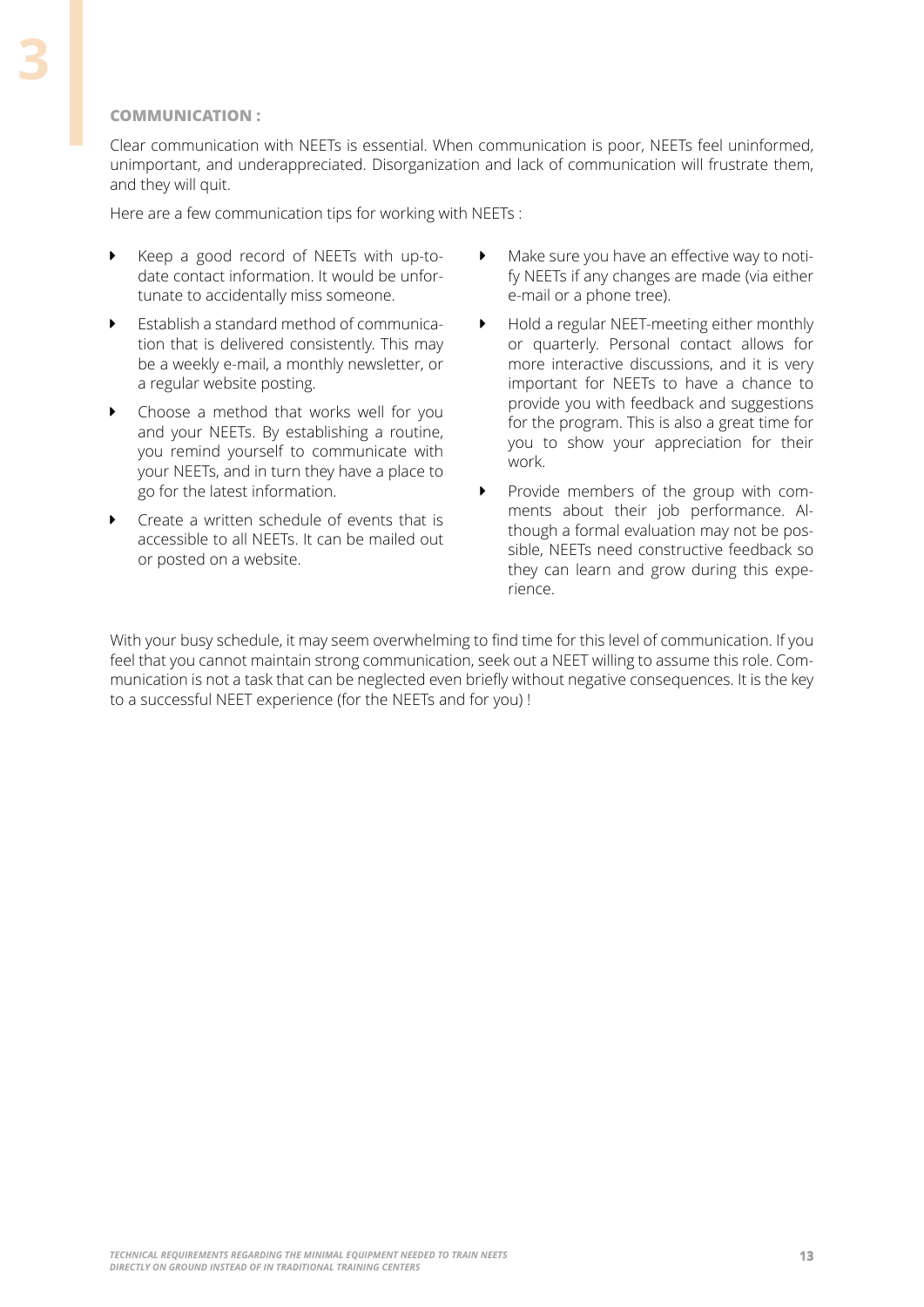**COMMUNICATION :**

Clear communication with NEETs is essential. When communication is poor, NEETs feel uninformed, unimportant, and underappreciated. Disorganization and lack of communication will frustrate them, and they will quit.

Here are a few communication tips for working with NEETs :

- Keep a good record of NEETs with up-to-date contact information. It would be unfortunate to accidentally miss someone.
- Establish a standard method of communication that is delivered consistently. This may be a weekly e-mail, a monthly newsletter, or a regular website posting.
- Choose a method that works well for you and your NEETs. By establishing a routine, you remind yourself to communicate with your NEETs, and in turn they have a place to go for the latest information.
- Create a written schedule of events that is accessible to all NEETs. It can be mailed out or posted on a website.
- Make sure you have an effective way to notify NEETs if any changes are made (via either e-mail or a phone tree).
- Hold a regular NEET-meeting either monthly or quarterly. Personal contact allows for more interactive discussions, and it is very important for NEETs to have a chance to provide you with feedback and suggestions for the program. This is also a great time for you to show your appreciation for their work.
- Provide members of the group with comments about their job performance. Although a formal evaluation may not be possible, NEETs need constructive feedback so they can learn and grow during this experience.

With your busy schedule, it may seem overwhelming to find time for this level of communication. If you feel that you cannot maintain strong communication, seek out a NEET willing to assume this role. Communication is not a task that can be neglected even briefly without negative consequences. It is the key to a successful NEET experience (for the NEETs and for you) !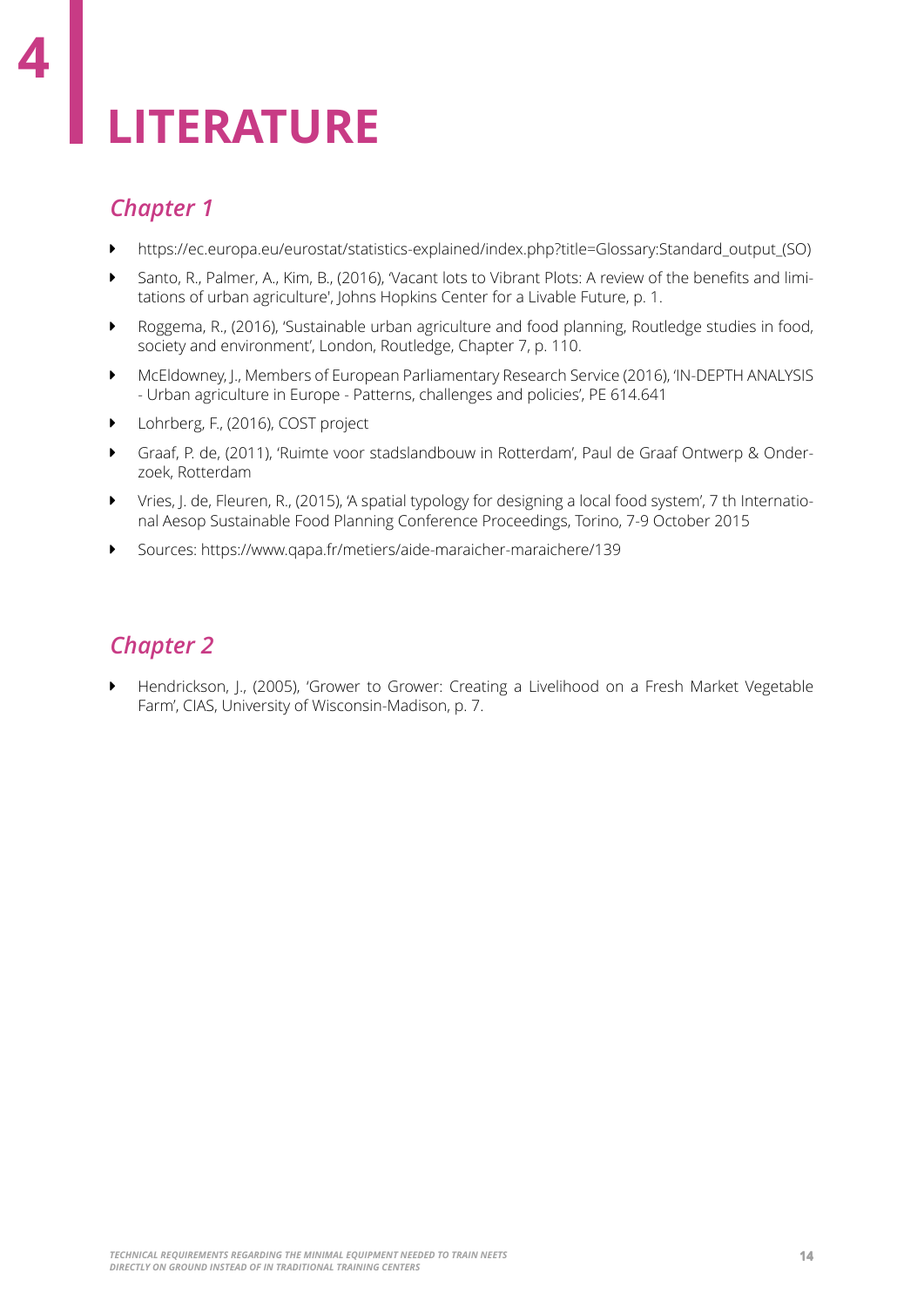# 4 LITERATURE

## *Chapter 1*

- https://ec.europa.eu/eurostat/statistics-explained/index.php?title=Glossary:Standard_output_(SO)
- Santo, R., Palmer, A., Kim, B., (2016), 'Vacant lots to Vibrant Plots: A review of the benefits and limitations of urban agriculture', Johns Hopkins Center for a Livable Future, p. 1.
- Roggema, R., (2016), 'Sustainable urban agriculture and food planning, Routledge studies in food, society and environment', London, Routledge, Chapter 7, p. 110.
- McEldowney, J., Members of European Parliamentary Research Service (2016), 'IN-DEPTH ANALYSIS - Urban agriculture in Europe - Patterns, challenges and policies', PE 614.641
- Lohrberg, F., (2016), COST project
- Graaf, P. de, (2011), 'Ruimte voor stadslandbouw in Rotterdam', Paul de Graaf Ontwerp & Onderzoek, Rotterdam
- Vries, J. de, Fleuren, R., (2015), 'A spatial typology for designing a local food system', 7 th International Aesop Sustainable Food Planning Conference Proceedings, Torino, 7-9 October 2015
- Sources: https://www.qapa.fr/metiers/aide-maraicher-maraichere/139

## *Chapter 2*

- Hendrickson, J., (2005), 'Grower to Grower: Creating a Livelihood on a Fresh Market Vegetable Farm', CIAS, University of Wisconsin-Madison, p. 7.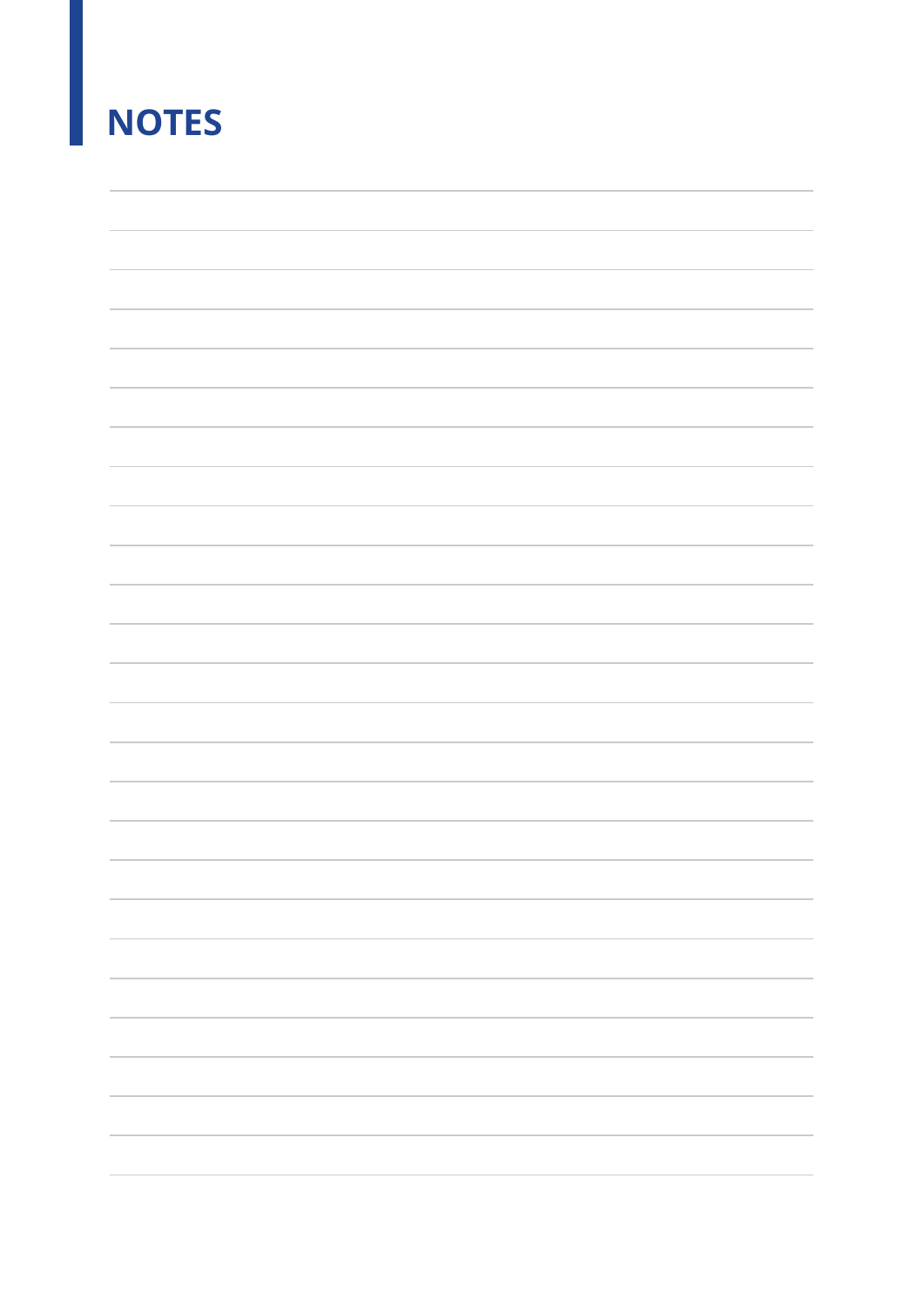# NOTES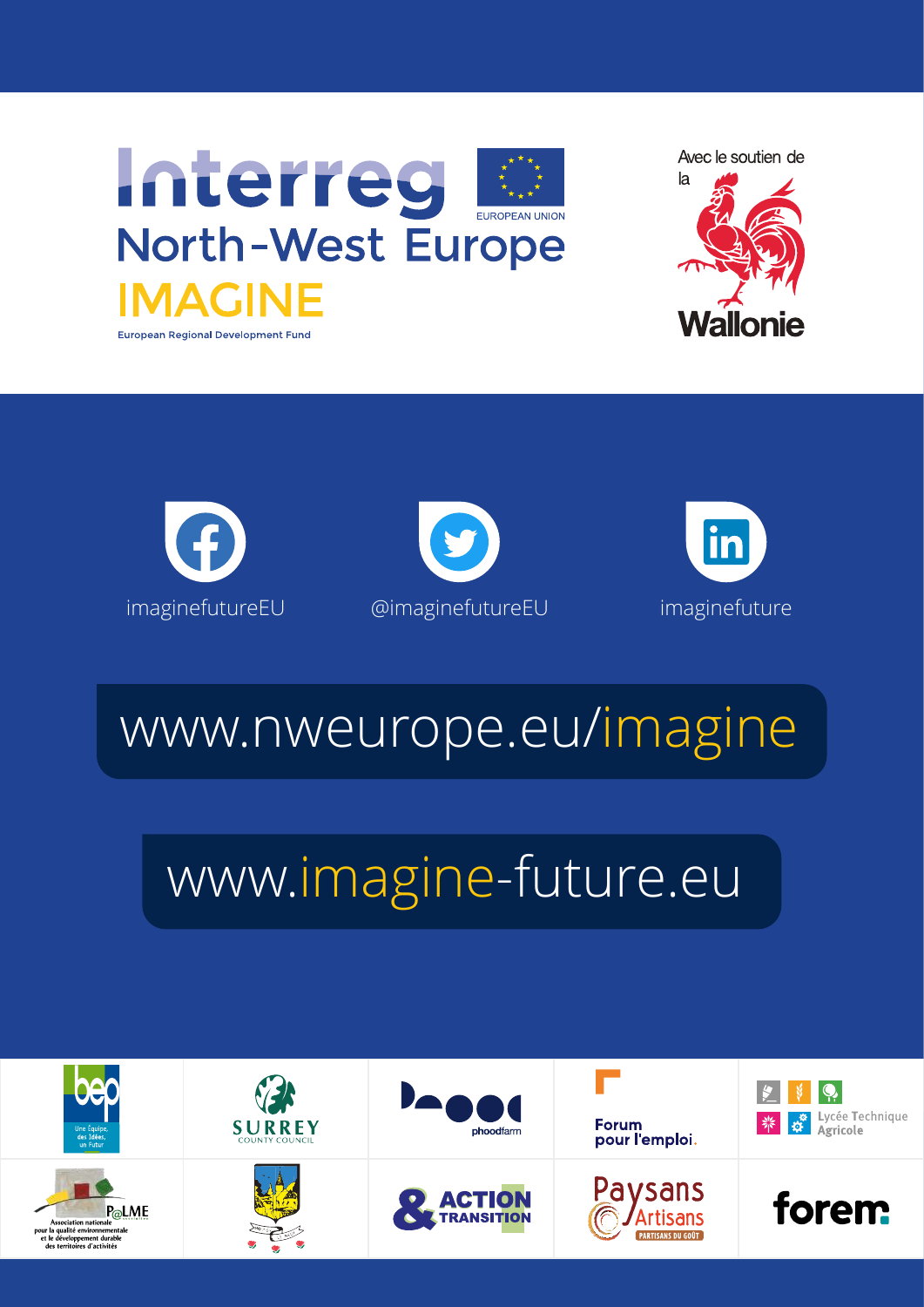Interreg North-West Europe

EUROPEAN UNION

IMAGINE

European Regional Development Fund

Avec le soutien de la

Wallonie

imaginefutureEU

@imaginefutureEU

imaginefuture

www.nweurope.eu/imagine

www.imagine-future.eu

bep — Une Équipe, des Idées, un Futur

SURREY COUNTY COUNCIL

phoodfarm

Forum pour l'emploi.

Lycée Technique Agricole

P@LME — Association nationale pour la qualité environnementale et le développement durable des territoires d'activités

ACTION TRANSITION

Paysans Artisans — PARTISANS DU GOÛT

forem